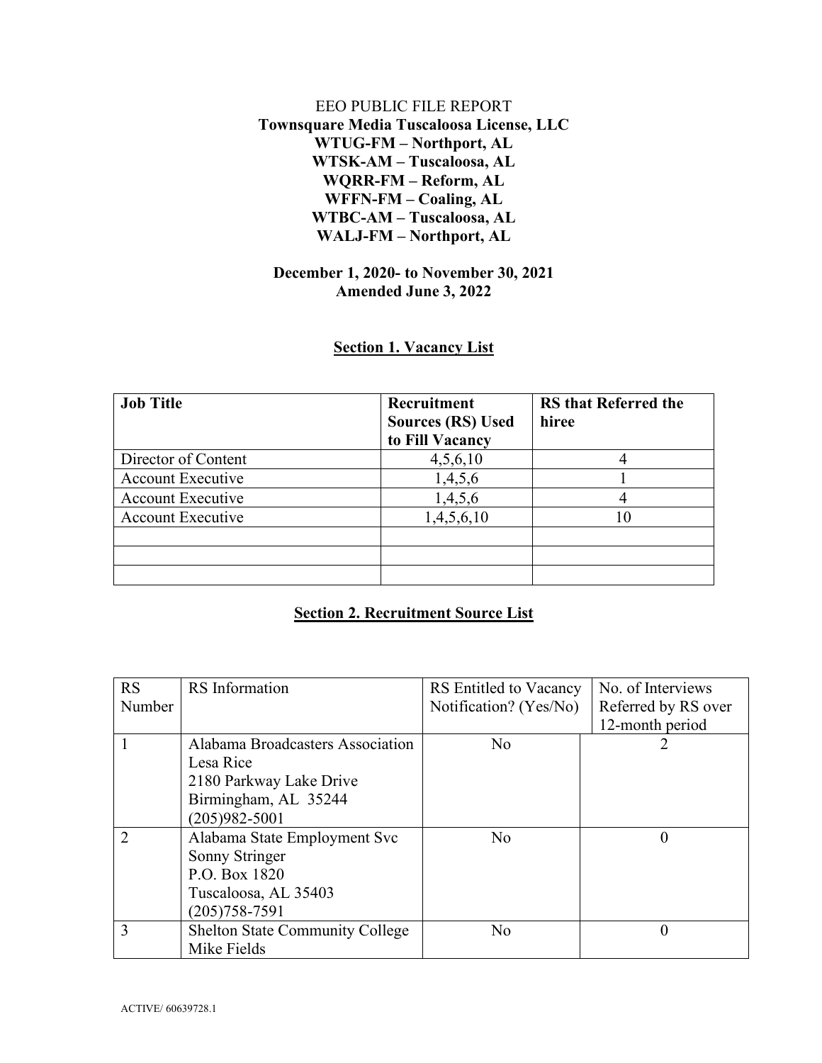EEO PUBLIC FILE REPORT

**Townsquare Media Tuscaloosa License, LLC**
**WTUG-FM – Northport, AL**
**WTSK-AM – Tuscaloosa, AL**
**WQRR-FM – Reform, AL**
**WFFN-FM – Coaling, AL**
**WTBC-AM – Tuscaloosa, AL**
**WALJ-FM – Northport, AL**

**December 1, 2020- to November 30, 2021**
**Amended June 3, 2022**

## Section 1. Vacancy List

| **Job Title** | **Recruitment Sources (RS) Used to Fill Vacancy** | **RS that Referred the hiree** |
|---|---|---|
| Director of Content | 4,5,6,10 | 4 |
| Account Executive | 1,4,5,6 | 1 |
| Account Executive | 1,4,5,6 | 4 |
| Account Executive | 1,4,5,6,10 | 10 |
| | | |
| | | |
| | | |

## Section 2. Recruitment Source List

| RS Number | RS Information | RS Entitled to Vacancy Notification? (Yes/No) | No. of Interviews Referred by RS over 12-month period |
|---|---|---|---|
| 1 | Alabama Broadcasters Association<br>Lesa Rice<br>2180 Parkway Lake Drive<br>Birmingham, AL 35244<br>(205)982-5001 | No | 2 |
| 2 | Alabama State Employment Svc<br>Sonny Stringer<br>P.O. Box 1820<br>Tuscaloosa, AL 35403<br>(205)758-7591 | No | 0 |
| 3 | Shelton State Community College<br>Mike Fields | No | 0 |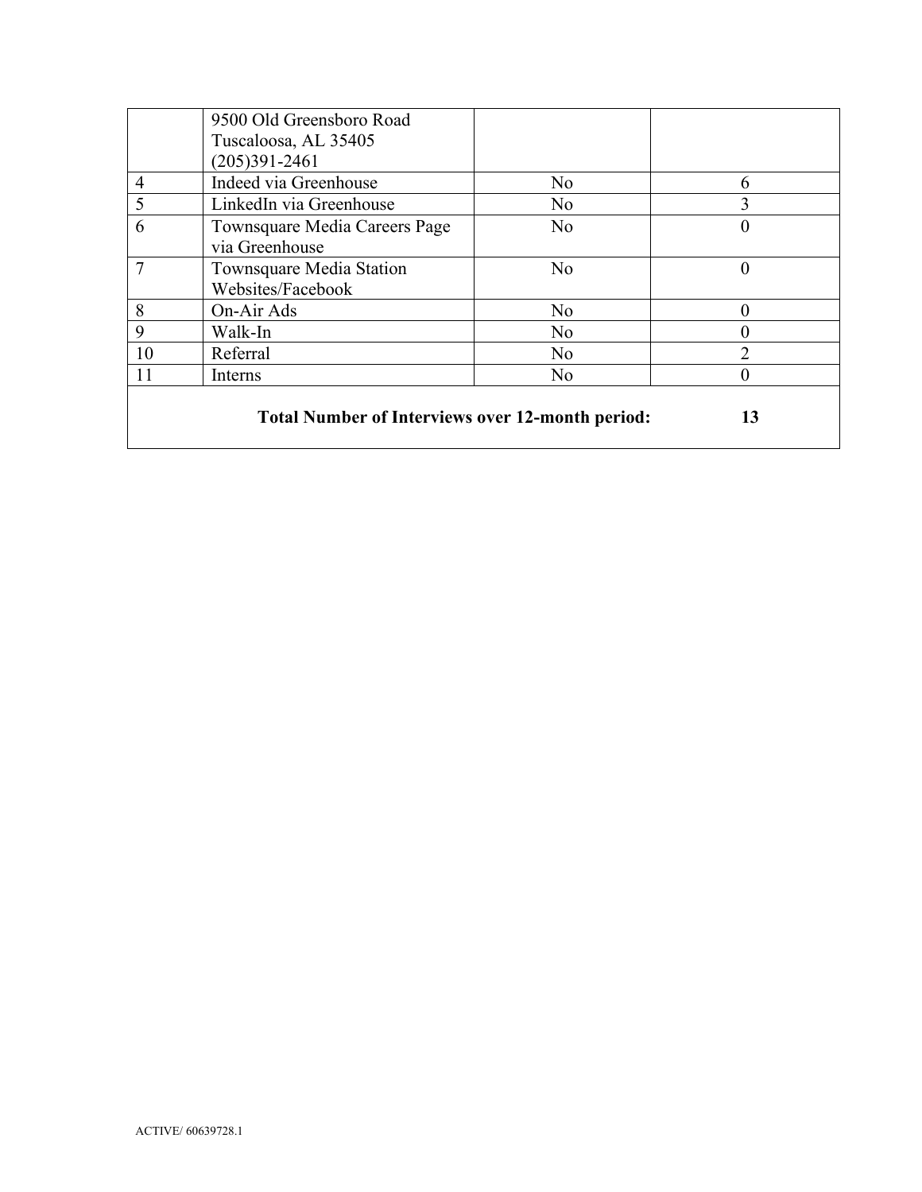| | | | |
|---|---|---|---|
| | 9500 Old Greensboro Road Tuscaloosa, AL 35405 (205)391-2461 | | |
| 4 | Indeed via Greenhouse | No | 6 |
| 5 | LinkedIn via Greenhouse | No | 3 |
| 6 | Townsquare Media Careers Page via Greenhouse | No | 0 |
| 7 | Townsquare Media Station Websites/Facebook | No | 0 |
| 8 | On-Air Ads | No | 0 |
| 9 | Walk-In | No | 0 |
| 10 | Referral | No | 2 |
| 11 | Interns | No | 0 |
| **Total Number of Interviews over 12-month period:** | | | **13** |

ACTIVE/ 60639728.1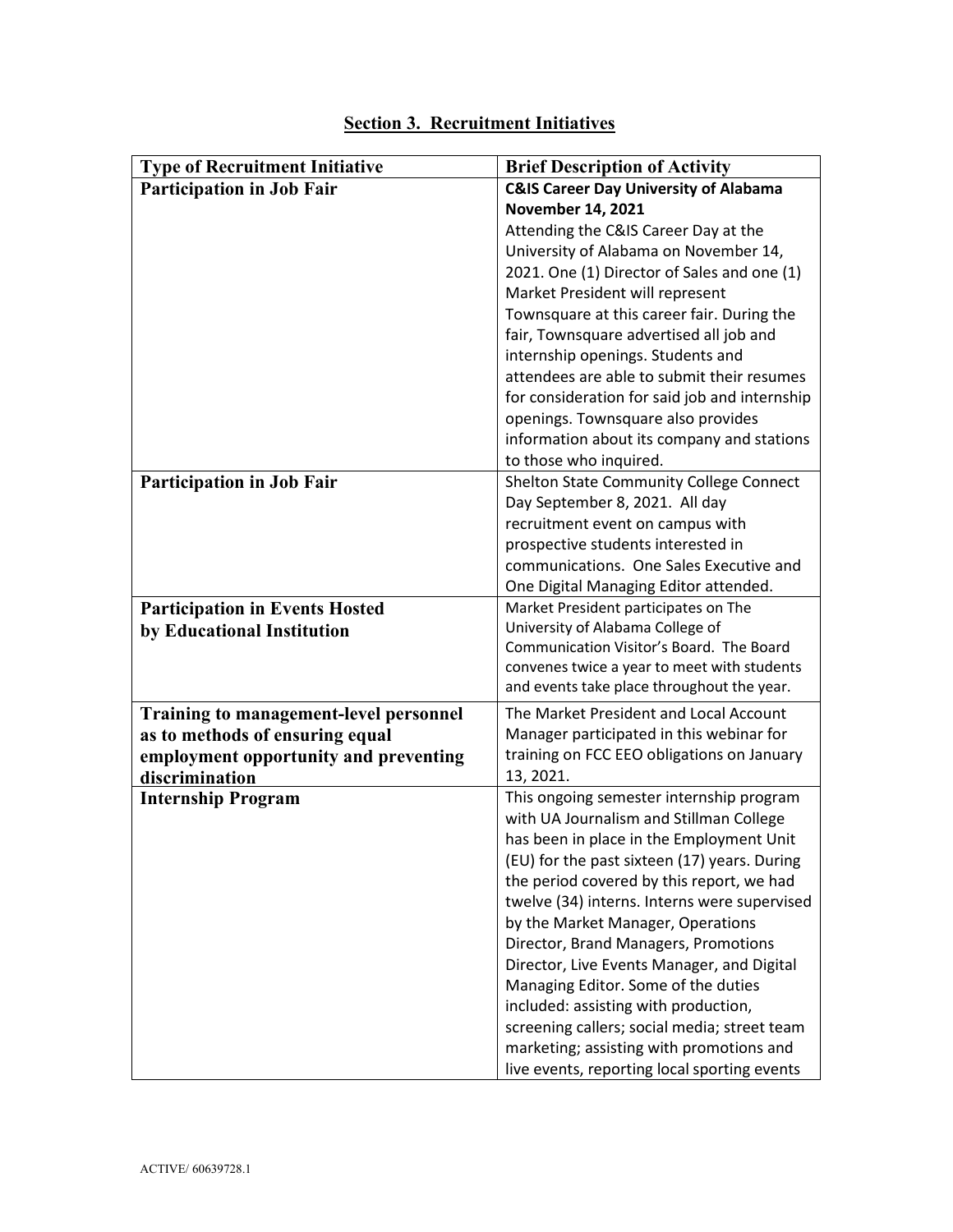## Section 3. Recruitment Initiatives

| Type of Recruitment Initiative | Brief Description of Activity |
|---|---|
| **Participation in Job Fair** | **C&IS Career Day University of Alabama November 14, 2021** Attending the C&IS Career Day at the University of Alabama on November 14, 2021. One (1) Director of Sales and one (1) Market President will represent Townsquare at this career fair. During the fair, Townsquare advertised all job and internship openings. Students and attendees are able to submit their resumes for consideration for said job and internship openings. Townsquare also provides information about its company and stations to those who inquired. |
| **Participation in Job Fair** | Shelton State Community College Connect Day September 8, 2021. All day recruitment event on campus with prospective students interested in communications. One Sales Executive and One Digital Managing Editor attended. |
| **Participation in Events Hosted by Educational Institution** | Market President participates on The University of Alabama College of Communication Visitor's Board. The Board convenes twice a year to meet with students and events take place throughout the year. |
| **Training to management-level personnel as to methods of ensuring equal employment opportunity and preventing discrimination** | The Market President and Local Account Manager participated in this webinar for training on FCC EEO obligations on January 13, 2021. |
| **Internship Program** | This ongoing semester internship program with UA Journalism and Stillman College has been in place in the Employment Unit (EU) for the past sixteen (17) years. During the period covered by this report, we had twelve (34) interns. Interns were supervised by the Market Manager, Operations Director, Brand Managers, Promotions Director, Live Events Manager, and Digital Managing Editor. Some of the duties included: assisting with production, screening callers; social media; street team marketing; assisting with promotions and live events, reporting local sporting events |

ACTIVE/ 60639728.1